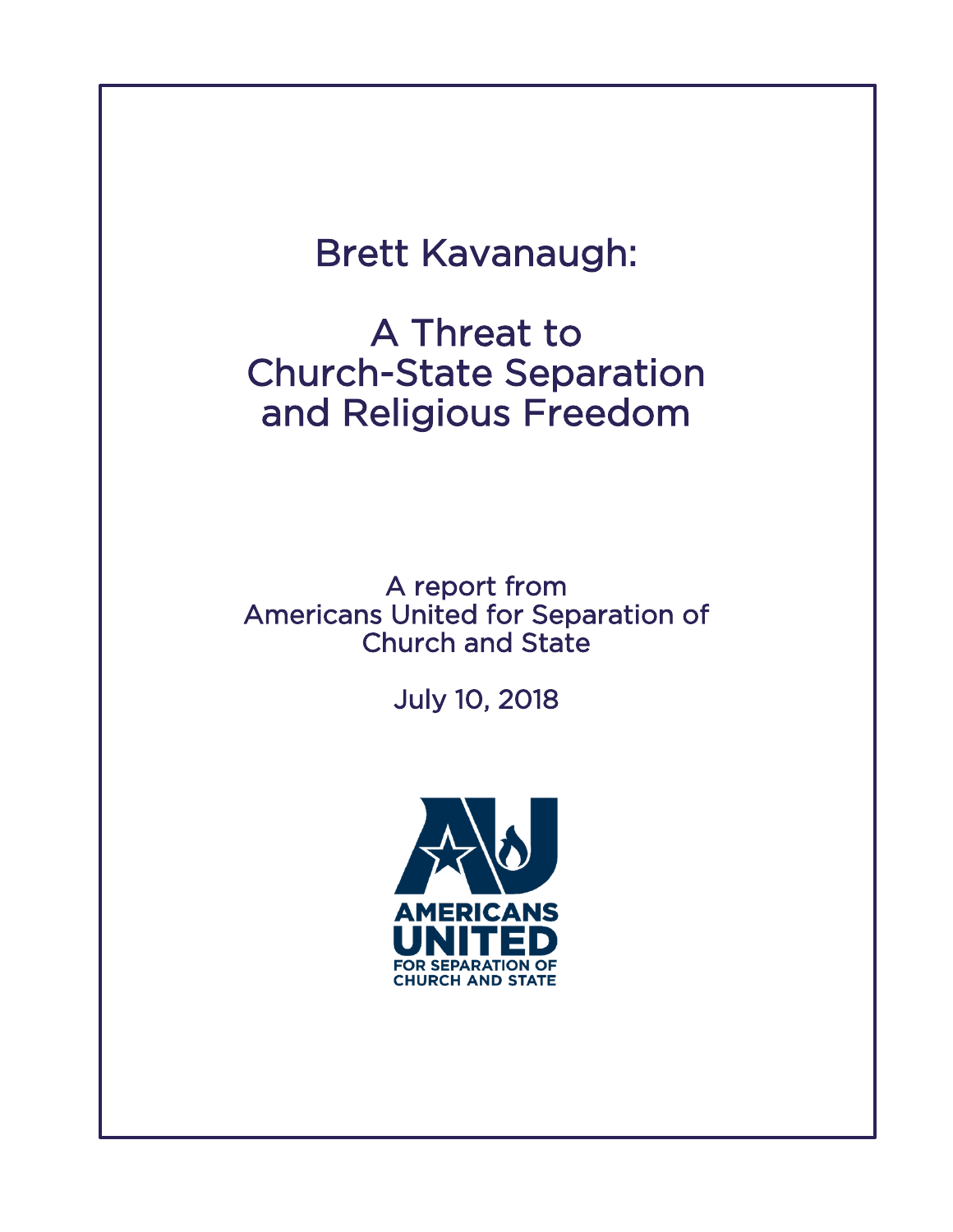# Brett Kavanaugh:

# A Threat to Church-State Separation and Religious Freedom

A report from
Americans United for Separation of
Church and State

July 10, 2018

AMERICANS
UNITED
FOR SEPARATION OF
CHURCH AND STATE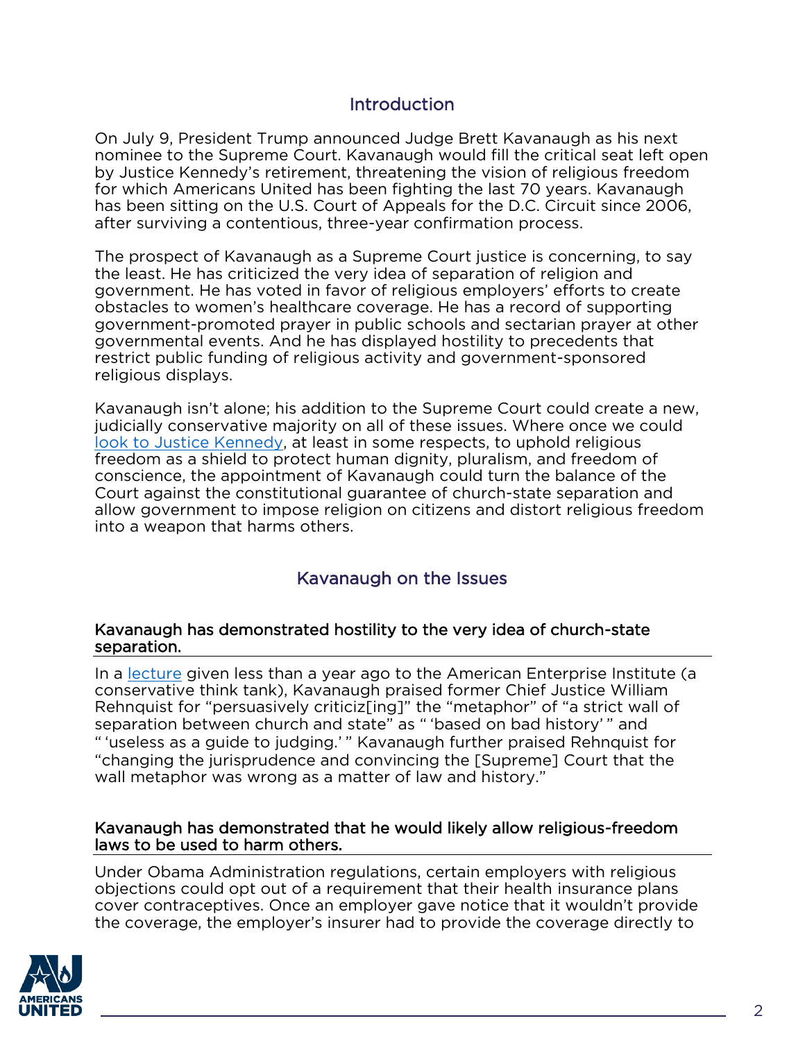## Introduction

On July 9, President Trump announced Judge Brett Kavanaugh as his next nominee to the Supreme Court. Kavanaugh would fill the critical seat left open by Justice Kennedy's retirement, threatening the vision of religious freedom for which Americans United has been fighting the last 70 years. Kavanaugh has been sitting on the U.S. Court of Appeals for the D.C. Circuit since 2006, after surviving a contentious, three-year confirmation process.

The prospect of Kavanaugh as a Supreme Court justice is concerning, to say the least. He has criticized the very idea of separation of religion and government. He has voted in favor of religious employers' efforts to create obstacles to women's healthcare coverage. He has a record of supporting government-promoted prayer in public schools and sectarian prayer at other governmental events. And he has displayed hostility to precedents that restrict public funding of religious activity and government-sponsored religious displays.

Kavanaugh isn't alone; his addition to the Supreme Court could create a new, judicially conservative majority on all of these issues. Where once we could look to Justice Kennedy, at least in some respects, to uphold religious freedom as a shield to protect human dignity, pluralism, and freedom of conscience, the appointment of Kavanaugh could turn the balance of the Court against the constitutional guarantee of church-state separation and allow government to impose religion on citizens and distort religious freedom into a weapon that harms others.

## Kavanaugh on the Issues

### Kavanaugh has demonstrated hostility to the very idea of church-state separation.

In a lecture given less than a year ago to the American Enterprise Institute (a conservative think tank), Kavanaugh praised former Chief Justice William Rehnquist for "persuasively criticiz[ing]" the "metaphor" of "a strict wall of separation between church and state" as " 'based on bad history' " and " 'useless as a guide to judging.' " Kavanaugh further praised Rehnquist for "changing the jurisprudence and convincing the [Supreme] Court that the wall metaphor was wrong as a matter of law and history."

### Kavanaugh has demonstrated that he would likely allow religious-freedom laws to be used to harm others.

Under Obama Administration regulations, certain employers with religious objections could opt out of a requirement that their health insurance plans cover contraceptives. Once an employer gave notice that it wouldn't provide the coverage, the employer's insurer had to provide the coverage directly to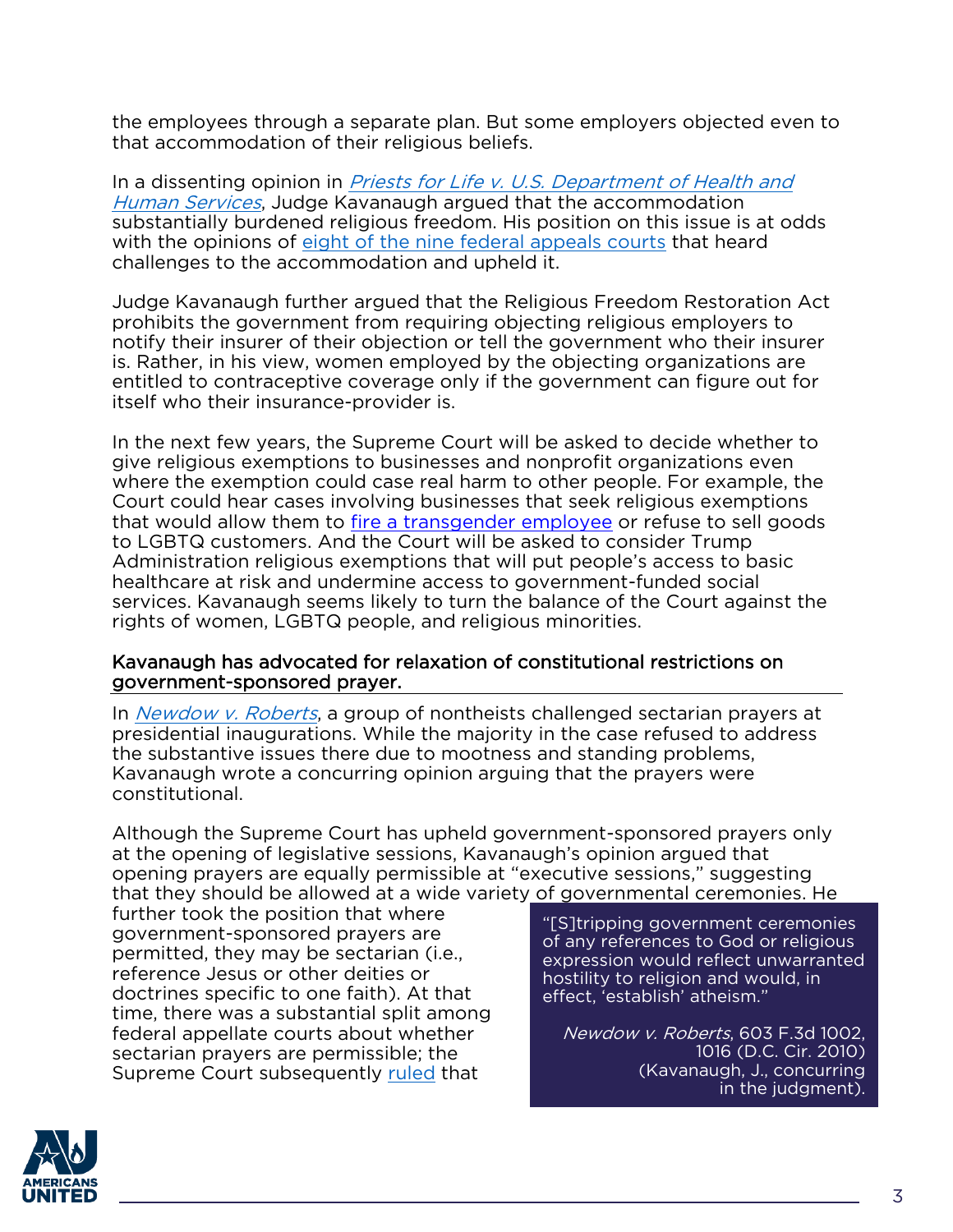the employees through a separate plan. But some employers objected even to that accommodation of their religious beliefs.

In a dissenting opinion in *Priests for Life v. U.S. Department of Health and Human Services*, Judge Kavanaugh argued that the accommodation substantially burdened religious freedom. His position on this issue is at odds with the opinions of eight of the nine federal appeals courts that heard challenges to the accommodation and upheld it.

Judge Kavanaugh further argued that the Religious Freedom Restoration Act prohibits the government from requiring objecting religious employers to notify their insurer of their objection or tell the government who their insurer is. Rather, in his view, women employed by the objecting organizations are entitled to contraceptive coverage only if the government can figure out for itself who their insurance-provider is.

In the next few years, the Supreme Court will be asked to decide whether to give religious exemptions to businesses and nonprofit organizations even where the exemption could case real harm to other people. For example, the Court could hear cases involving businesses that seek religious exemptions that would allow them to fire a transgender employee or refuse to sell goods to LGBTQ customers. And the Court will be asked to consider Trump Administration religious exemptions that will put people's access to basic healthcare at risk and undermine access to government-funded social services. Kavanaugh seems likely to turn the balance of the Court against the rights of women, LGBTQ people, and religious minorities.

## Kavanaugh has advocated for relaxation of constitutional restrictions on government-sponsored prayer.

In *Newdow v. Roberts*, a group of nontheists challenged sectarian prayers at presidential inaugurations. While the majority in the case refused to address the substantive issues there due to mootness and standing problems, Kavanaugh wrote a concurring opinion arguing that the prayers were constitutional.

Although the Supreme Court has upheld government-sponsored prayers only at the opening of legislative sessions, Kavanaugh's opinion argued that opening prayers are equally permissible at "executive sessions," suggesting that they should be allowed at a wide variety of governmental ceremonies. He further took the position that where government-sponsored prayers are permitted, they may be sectarian (i.e., reference Jesus or other deities or doctrines specific to one faith). At that time, there was a substantial split among federal appellate courts about whether sectarian prayers are permissible; the Supreme Court subsequently ruled that

> "[S]tripping government ceremonies of any references to God or religious expression would reflect unwarranted hostility to religion and would, in effect, 'establish' atheism."
>
> *Newdow v. Roberts*, 603 F.3d 1002, 1016 (D.C. Cir. 2010) (Kavanaugh, J., concurring in the judgment).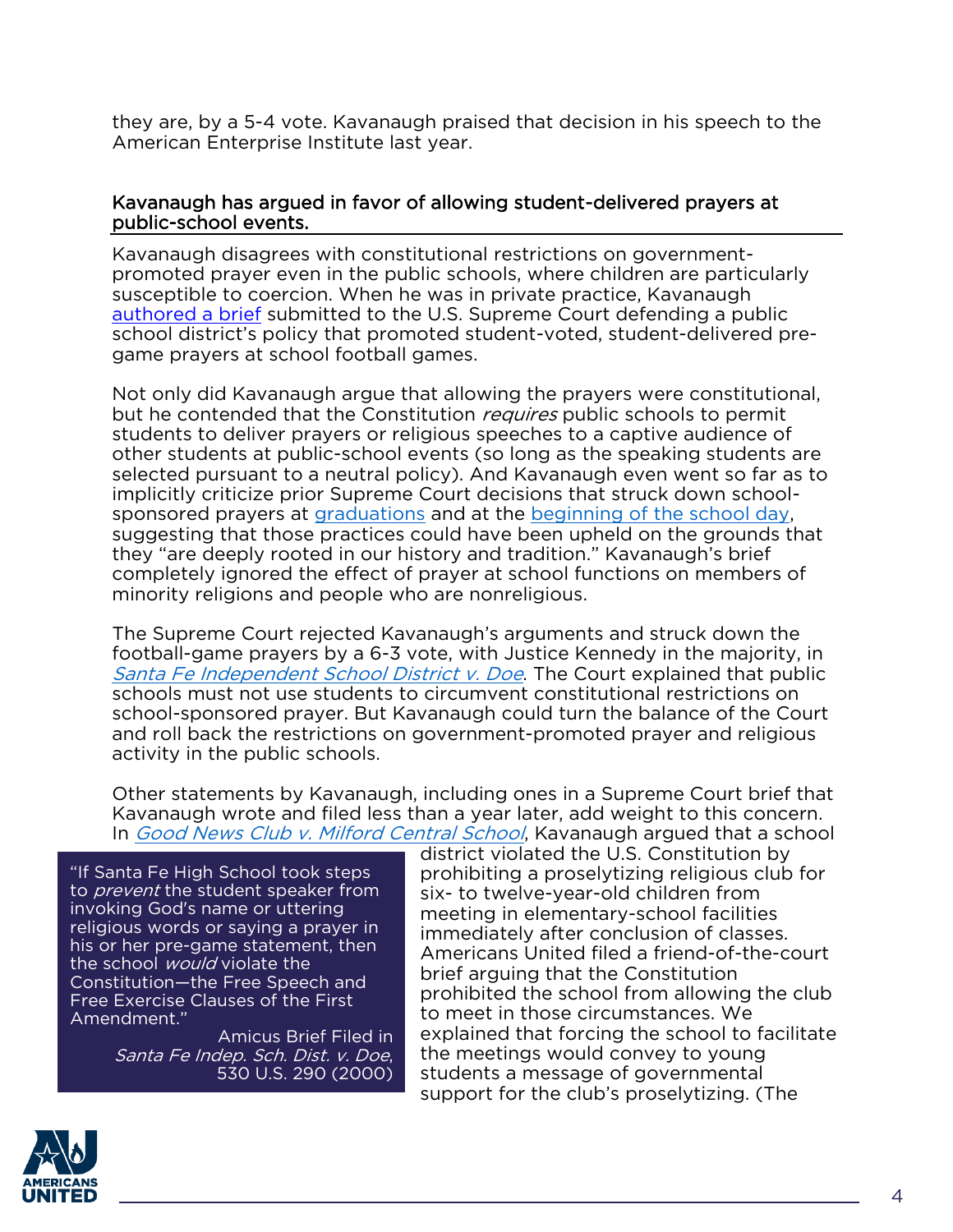they are, by a 5-4 vote. Kavanaugh praised that decision in his speech to the American Enterprise Institute last year.

## Kavanaugh has argued in favor of allowing student-delivered prayers at public-school events.

Kavanaugh disagrees with constitutional restrictions on government-promoted prayer even in the public schools, where children are particularly susceptible to coercion. When he was in private practice, Kavanaugh [authored a brief]() submitted to the U.S. Supreme Court defending a public school district's policy that promoted student-voted, student-delivered pre-game prayers at school football games.

Not only did Kavanaugh argue that allowing the prayers were constitutional, but he contended that the Constitution *requires* public schools to permit students to deliver prayers or religious speeches to a captive audience of other students at public-school events (so long as the speaking students are selected pursuant to a neutral policy). And Kavanaugh even went so far as to implicitly criticize prior Supreme Court decisions that struck down school-sponsored prayers at [graduations]() and at the [beginning of the school day](), suggesting that those practices could have been upheld on the grounds that they "are deeply rooted in our history and tradition." Kavanaugh's brief completely ignored the effect of prayer at school functions on members of minority religions and people who are nonreligious.

The Supreme Court rejected Kavanaugh's arguments and struck down the football-game prayers by a 6-3 vote, with Justice Kennedy in the majority, in [*Santa Fe Independent School District v. Doe*](). The Court explained that public schools must not use students to circumvent constitutional restrictions on school-sponsored prayer. But Kavanaugh could turn the balance of the Court and roll back the restrictions on government-promoted prayer and religious activity in the public schools.

> "If Santa Fe High School took steps to *prevent* the student speaker from invoking God's name or uttering religious words or saying a prayer in his or her pre-game statement, then the school *would* violate the Constitution—the Free Speech and Free Exercise Clauses of the First Amendment."
>
> Amicus Brief Filed in *Santa Fe Indep. Sch. Dist. v. Doe*, 530 U.S. 290 (2000)

Other statements by Kavanaugh, including ones in a Supreme Court brief that Kavanaugh wrote and filed less than a year later, add weight to this concern. In [*Good News Club v. Milford Central School*](), Kavanaugh argued that a school district violated the U.S. Constitution by prohibiting a proselytizing religious club for six- to twelve-year-old children from meeting in elementary-school facilities immediately after conclusion of classes. Americans United filed a friend-of-the-court brief arguing that the Constitution prohibited the school from allowing the club to meet in those circumstances. We explained that forcing the school to facilitate the meetings would convey to young students a message of governmental support for the club's proselytizing. (The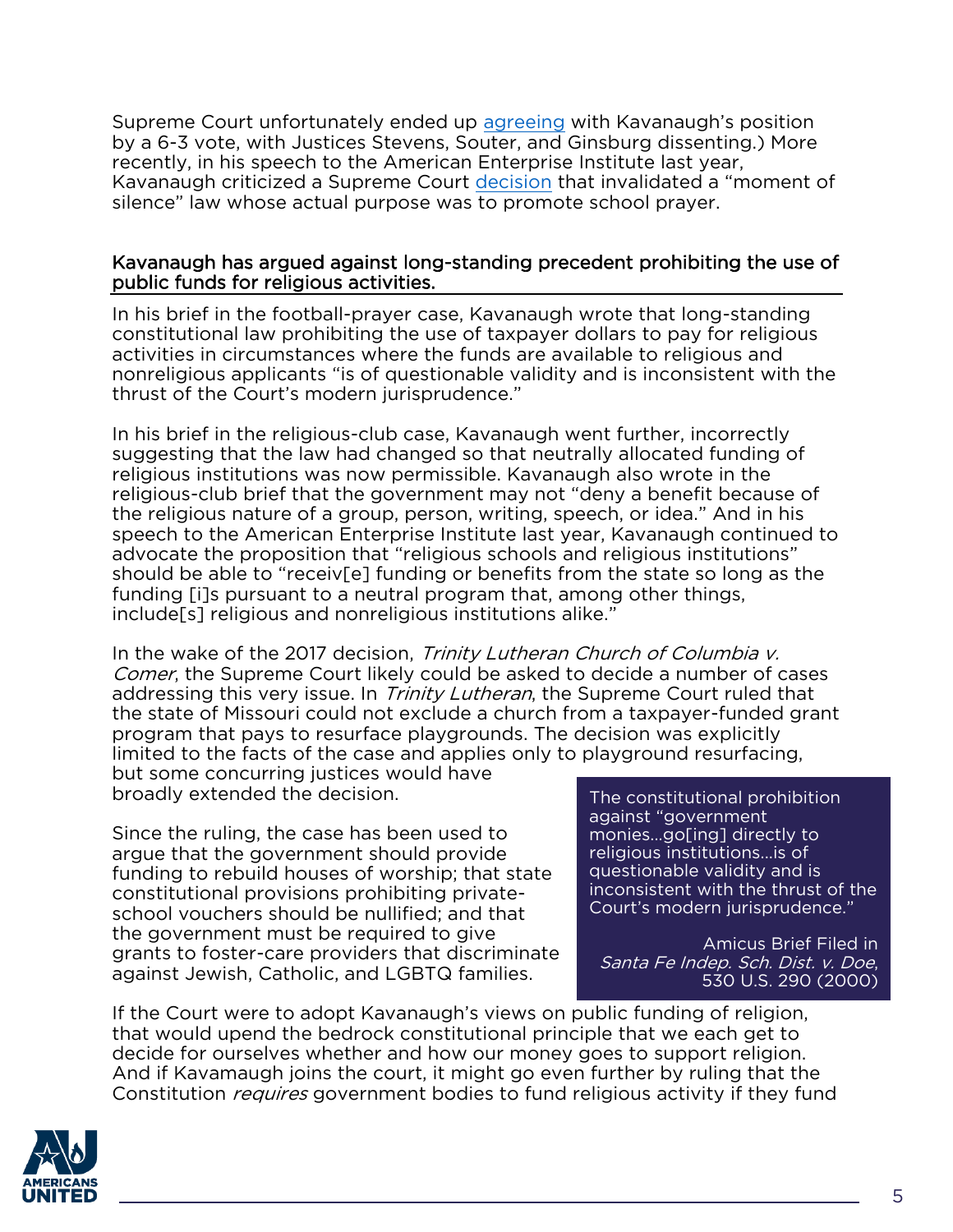Supreme Court unfortunately ended up agreeing with Kavanaugh's position by a 6-3 vote, with Justices Stevens, Souter, and Ginsburg dissenting.) More recently, in his speech to the American Enterprise Institute last year, Kavanaugh criticized a Supreme Court decision that invalidated a "moment of silence" law whose actual purpose was to promote school prayer.

## Kavanaugh has argued against long-standing precedent prohibiting the use of public funds for religious activities.

In his brief in the football-prayer case, Kavanaugh wrote that long-standing constitutional law prohibiting the use of taxpayer dollars to pay for religious activities in circumstances where the funds are available to religious and nonreligious applicants "is of questionable validity and is inconsistent with the thrust of the Court's modern jurisprudence."

In his brief in the religious-club case, Kavanaugh went further, incorrectly suggesting that the law had changed so that neutrally allocated funding of religious institutions was now permissible. Kavanaugh also wrote in the religious-club brief that the government may not "deny a benefit because of the religious nature of a group, person, writing, speech, or idea." And in his speech to the American Enterprise Institute last year, Kavanaugh continued to advocate the proposition that "religious schools and religious institutions" should be able to "receiv[e] funding or benefits from the state so long as the funding [i]s pursuant to a neutral program that, among other things, include[s] religious and nonreligious institutions alike."

In the wake of the 2017 decision, *Trinity Lutheran Church of Columbia v. Comer*, the Supreme Court likely could be asked to decide a number of cases addressing this very issue. In *Trinity Lutheran*, the Supreme Court ruled that the state of Missouri could not exclude a church from a taxpayer-funded grant program that pays to resurface playgrounds. The decision was explicitly limited to the facts of the case and applies only to playground resurfacing, but some concurring justices would have broadly extended the decision.

Since the ruling, the case has been used to argue that the government should provide funding to rebuild houses of worship; that state constitutional provisions prohibiting private-school vouchers should be nullified; and that the government must be required to give grants to foster-care providers that discriminate against Jewish, Catholic, and LGBTQ families.

> The constitutional prohibition against "government monies…go[ing] directly to religious institutions…is of questionable validity and is inconsistent with the thrust of the Court's modern jurisprudence."
>
> Amicus Brief Filed in *Santa Fe Indep. Sch. Dist. v. Doe*, 530 U.S. 290 (2000)

If the Court were to adopt Kavanaugh's views on public funding of religion, that would upend the bedrock constitutional principle that we each get to decide for ourselves whether and how our money goes to support religion. And if Kavamaugh joins the court, it might go even further by ruling that the Constitution *requires* government bodies to fund religious activity if they fund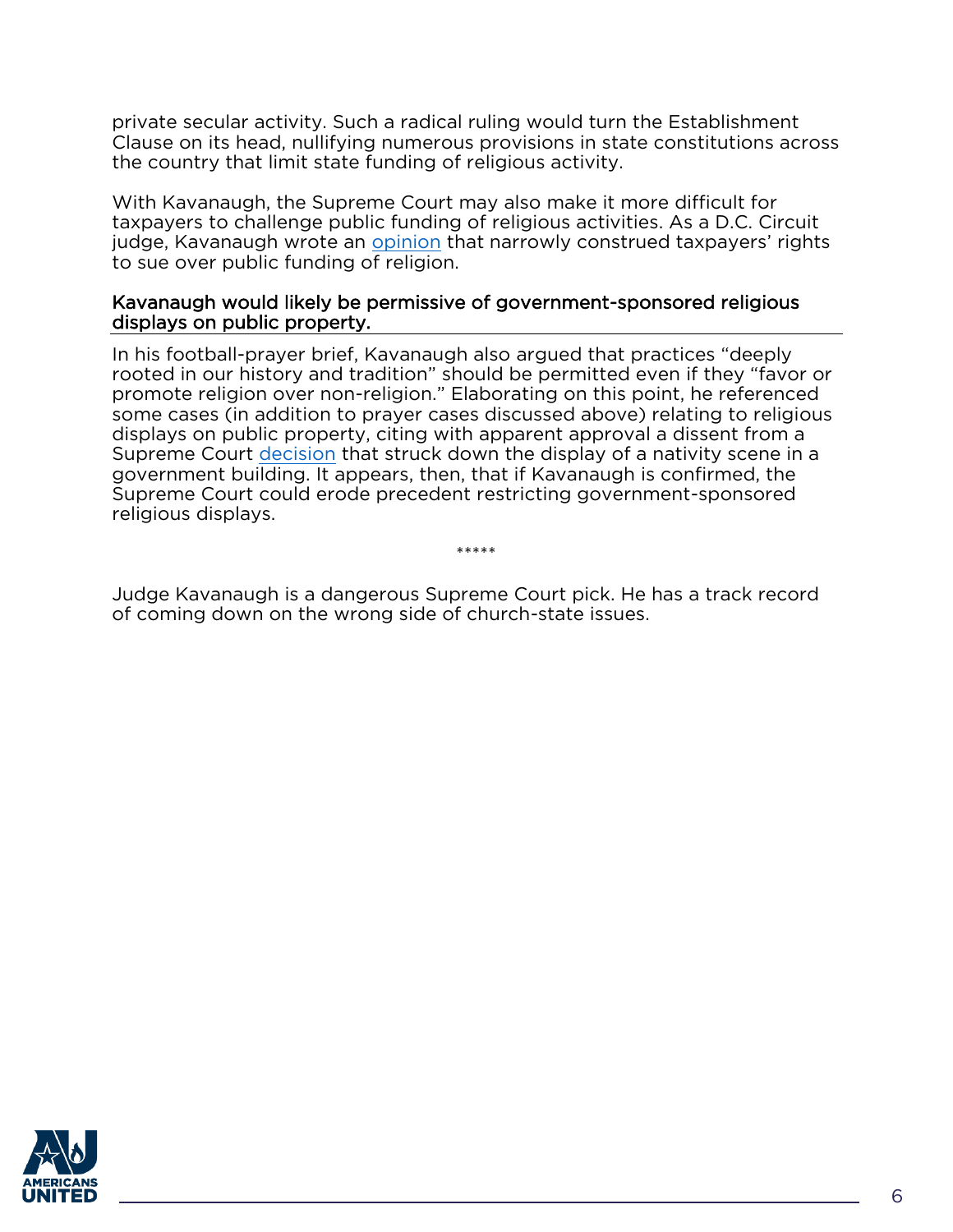private secular activity. Such a radical ruling would turn the Establishment Clause on its head, nullifying numerous provisions in state constitutions across the country that limit state funding of religious activity.

With Kavanaugh, the Supreme Court may also make it more difficult for taxpayers to challenge public funding of religious activities. As a D.C. Circuit judge, Kavanaugh wrote an opinion that narrowly construed taxpayers' rights to sue over public funding of religion.

## Kavanaugh would likely be permissive of government-sponsored religious displays on public property.

In his football-prayer brief, Kavanaugh also argued that practices "deeply rooted in our history and tradition" should be permitted even if they "favor or promote religion over non-religion." Elaborating on this point, he referenced some cases (in addition to prayer cases discussed above) relating to religious displays on public property, citing with apparent approval a dissent from a Supreme Court decision that struck down the display of a nativity scene in a government building. It appears, then, that if Kavanaugh is confirmed, the Supreme Court could erode precedent restricting government-sponsored religious displays.

*****

Judge Kavanaugh is a dangerous Supreme Court pick. He has a track record of coming down on the wrong side of church-state issues.